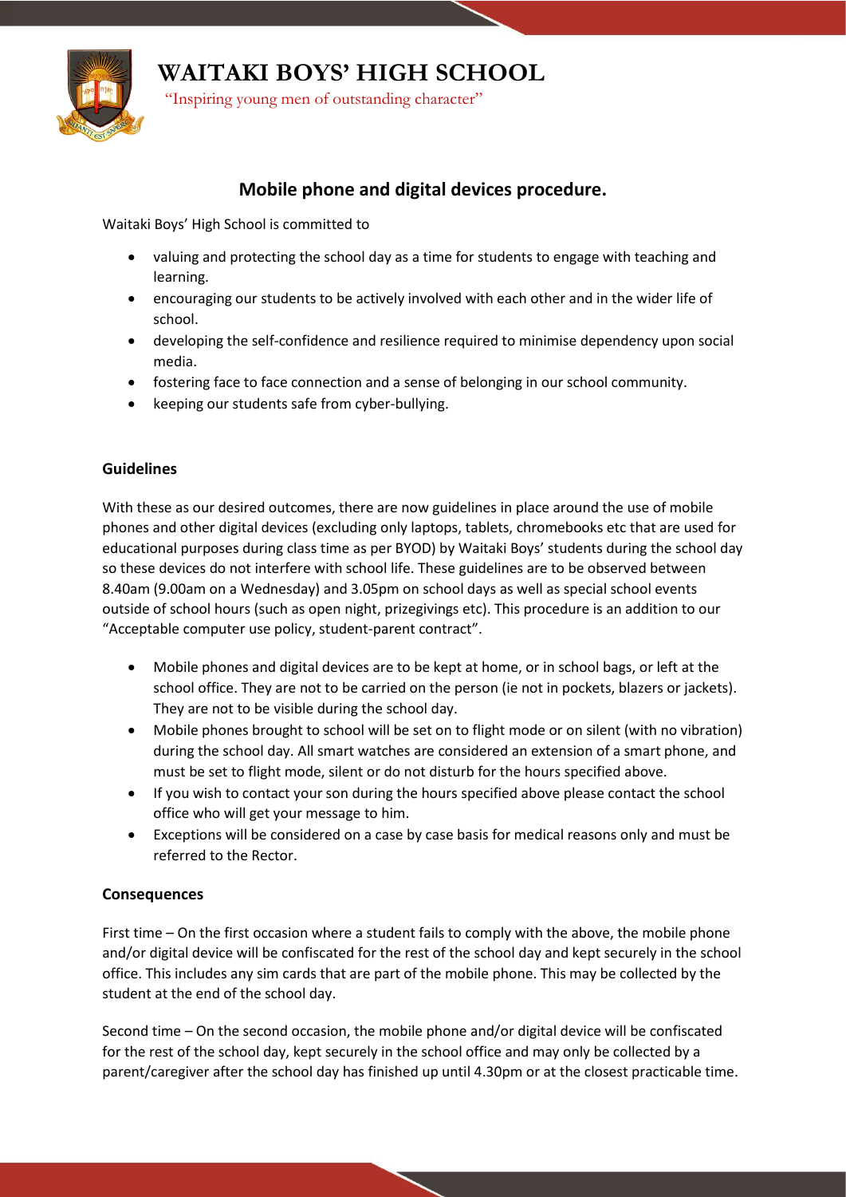# WAITAKI BOYS' HIGH SCHOOL

"Inspiring young men of outstanding character"

## Mobile phone and digital devices procedure.

Waitaki Boys' High School is committed to

- valuing and protecting the school day as a time for students to engage with teaching and learning.
- encouraging our students to be actively involved with each other and in the wider life of school.
- developing the self-confidence and resilience required to minimise dependency upon social media.
- fostering face to face connection and a sense of belonging in our school community.
- keeping our students safe from cyber-bullying.

### Guidelines

With these as our desired outcomes, there are now guidelines in place around the use of mobile phones and other digital devices (excluding only laptops, tablets, chromebooks etc that are used for educational purposes during class time as per BYOD) by Waitaki Boys' students during the school day so these devices do not interfere with school life. These guidelines are to be observed between 8.40am (9.00am on a Wednesday) and 3.05pm on school days as well as special school events outside of school hours (such as open night, prizegivings etc). This procedure is an addition to our "Acceptable computer use policy, student-parent contract".

- Mobile phones and digital devices are to be kept at home, or in school bags, or left at the school office. They are not to be carried on the person (ie not in pockets, blazers or jackets). They are not to be visible during the school day.
- Mobile phones brought to school will be set on to flight mode or on silent (with no vibration) during the school day. All smart watches are considered an extension of a smart phone, and must be set to flight mode, silent or do not disturb for the hours specified above.
- If you wish to contact your son during the hours specified above please contact the school office who will get your message to him.
- Exceptions will be considered on a case by case basis for medical reasons only and must be referred to the Rector.

### Consequences

First time – On the first occasion where a student fails to comply with the above, the mobile phone and/or digital device will be confiscated for the rest of the school day and kept securely in the school office. This includes any sim cards that are part of the mobile phone. This may be collected by the student at the end of the school day.

Second time – On the second occasion, the mobile phone and/or digital device will be confiscated for the rest of the school day, kept securely in the school office and may only be collected by a parent/caregiver after the school day has finished up until 4.30pm or at the closest practicable time.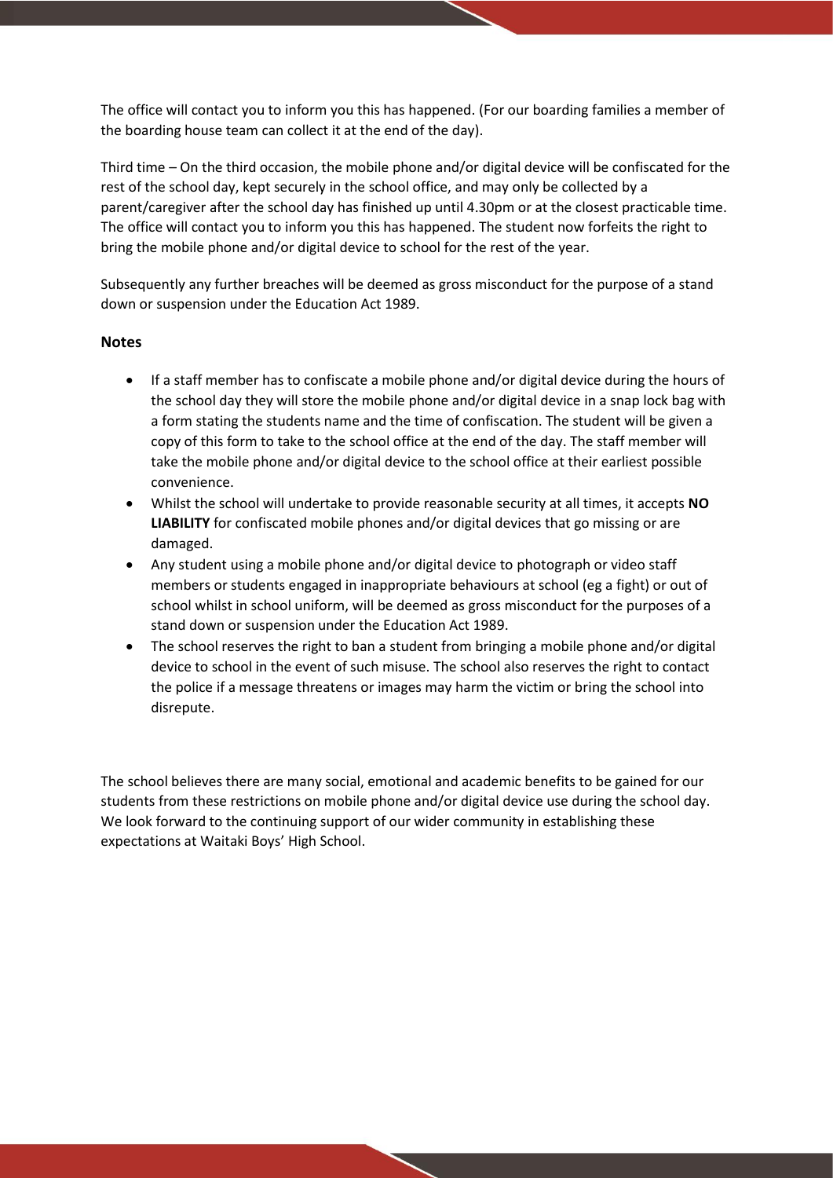The office will contact you to inform you this has happened. (For our boarding families a member of the boarding house team can collect it at the end of the day).

Third time – On the third occasion, the mobile phone and/or digital device will be confiscated for the rest of the school day, kept securely in the school office, and may only be collected by a parent/caregiver after the school day has finished up until 4.30pm or at the closest practicable time. The office will contact you to inform you this has happened. The student now forfeits the right to bring the mobile phone and/or digital device to school for the rest of the year.

Subsequently any further breaches will be deemed as gross misconduct for the purpose of a stand down or suspension under the Education Act 1989.

### Notes

- If a staff member has to confiscate a mobile phone and/or digital device during the hours of the school day they will store the mobile phone and/or digital device in a snap lock bag with a form stating the students name and the time of confiscation. The student will be given a copy of this form to take to the school office at the end of the day. The staff member will take the mobile phone and/or digital device to the school office at their earliest possible convenience.
- Whilst the school will undertake to provide reasonable security at all times, it accepts **NO LIABILITY** for confiscated mobile phones and/or digital devices that go missing or are damaged.
- Any student using a mobile phone and/or digital device to photograph or video staff members or students engaged in inappropriate behaviours at school (eg a fight) or out of school whilst in school uniform, will be deemed as gross misconduct for the purposes of a stand down or suspension under the Education Act 1989.
- The school reserves the right to ban a student from bringing a mobile phone and/or digital device to school in the event of such misuse. The school also reserves the right to contact the police if a message threatens or images may harm the victim or bring the school into disrepute.

The school believes there are many social, emotional and academic benefits to be gained for our students from these restrictions on mobile phone and/or digital device use during the school day. We look forward to the continuing support of our wider community in establishing these expectations at Waitaki Boys' High School.